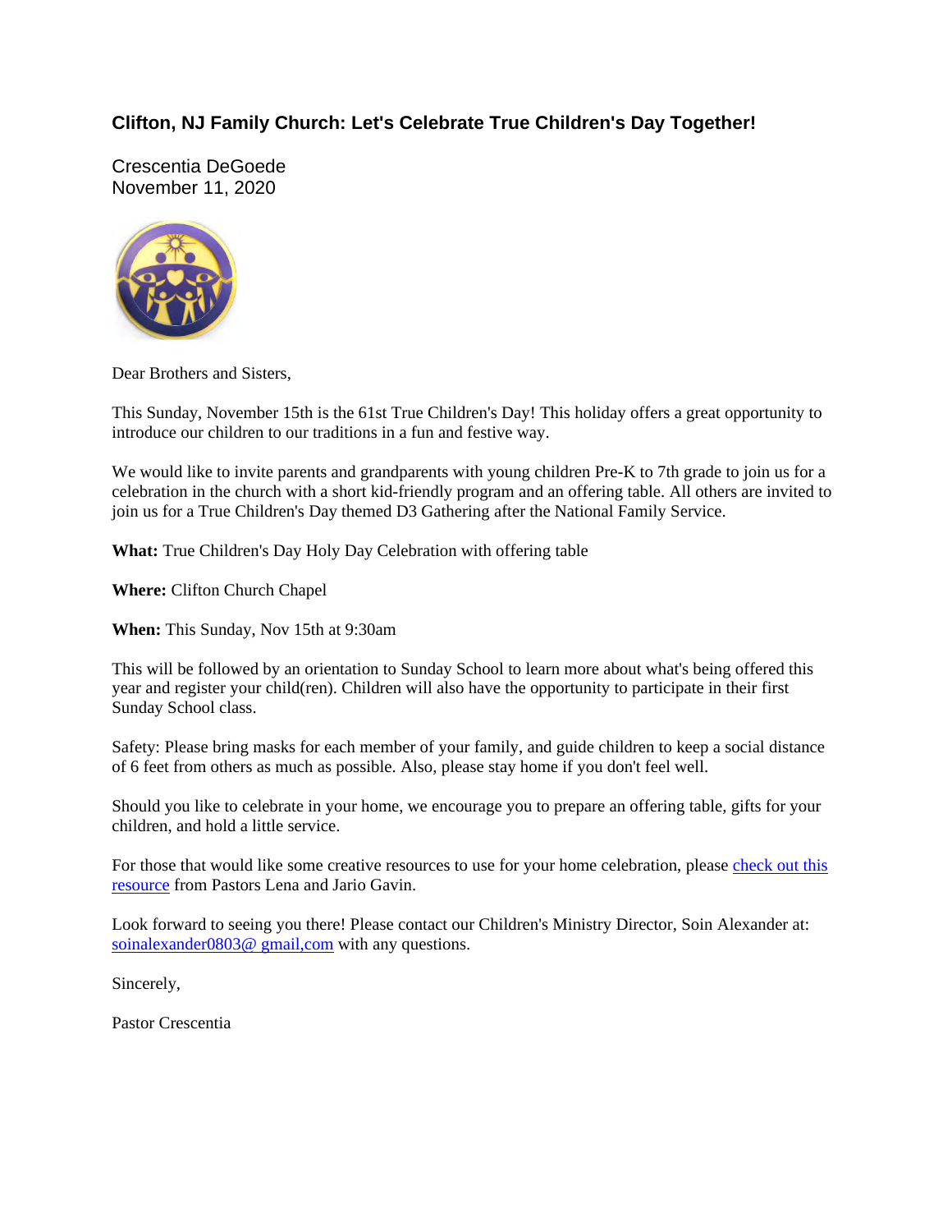# Clifton, NJ Family Church: Let's Celebrate True Children's Day Together!

Crescentia DeGoede
November 11, 2020

Dear Brothers and Sisters,

This Sunday, November 15th is the 61st True Children's Day! This holiday offers a great opportunity to introduce our children to our traditions in a fun and festive way.

We would like to invite parents and grandparents with young children Pre-K to 7th grade to join us for a celebration in the church with a short kid-friendly program and an offering table. All others are invited to join us for a True Children's Day themed D3 Gathering after the National Family Service.

**What:** True Children's Day Holy Day Celebration with offering table

**Where:** Clifton Church Chapel

**When:** This Sunday, Nov 15th at 9:30am

This will be followed by an orientation to Sunday School to learn more about what's being offered this year and register your child(ren). Children will also have the opportunity to participate in their first Sunday School class.

Safety: Please bring masks for each member of your family, and guide children to keep a social distance of 6 feet from others as much as possible. Also, please stay home if you don't feel well.

Should you like to celebrate in your home, we encourage you to prepare an offering table, gifts for your children, and hold a little service.

For those that would like some creative resources to use for your home celebration, please check out this resource from Pastors Lena and Jario Gavin.

Look forward to seeing you there! Please contact our Children's Ministry Director, Soin Alexander at: soinalexander0803@ gmail,com with any questions.

Sincerely,

Pastor Crescentia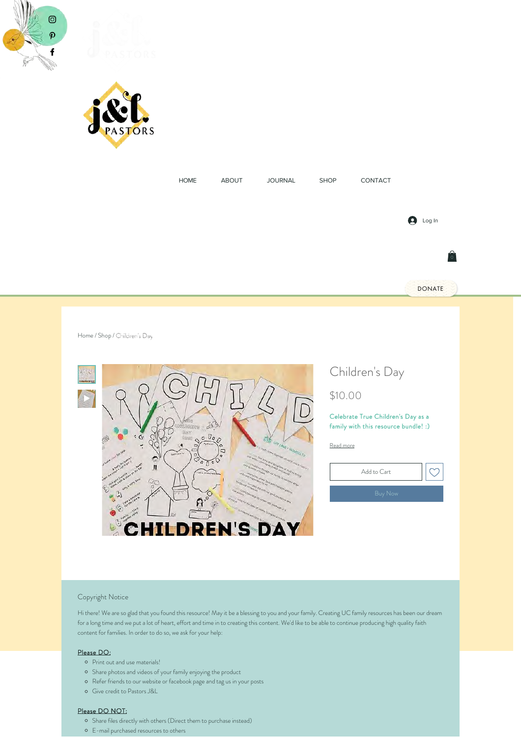HOME ABOUT JOURNAL SHOP CONTACT

Log In

DONATE

Home / Shop / Children's Day

# Children's Day

$10.00

Celebrate True Children's Day as a family with this resource bundle! :)

Read more

Add to Cart

Buy Now

## Copyright Notice

Hi there! We are so glad that you found this resource! May it be a blessing to you and your family. Creating UC family resources has been our dream for a long time and we put a lot of heart, effort and time in to creating this content. We'd like to be able to continue producing high quality faith content for families. In order to do so, we ask for your help:

**Please DO:**

- Print out and use materials!
- Share photos and videos of your family enjoying the product
- Refer friends to our website or facebook page and tag us in your posts
- Give credit to Pastors J&L

**Please DO NOT:**

- Share files directly with others (Direct them to purchase instead)
- E-mail purchased resources to others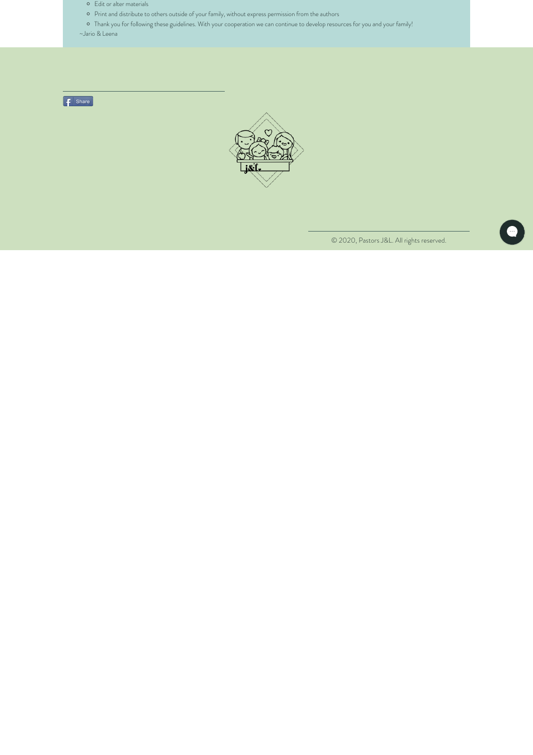- Edit or alter materials
- Print and distribute to others outside of your family, without express permission from the authors
- Thank you for following these guidelines. With your cooperation we can continue to develop resources for you and your family!

~Jario & Leena

Share

© 2020, Pastors J&L. All rights reserved.